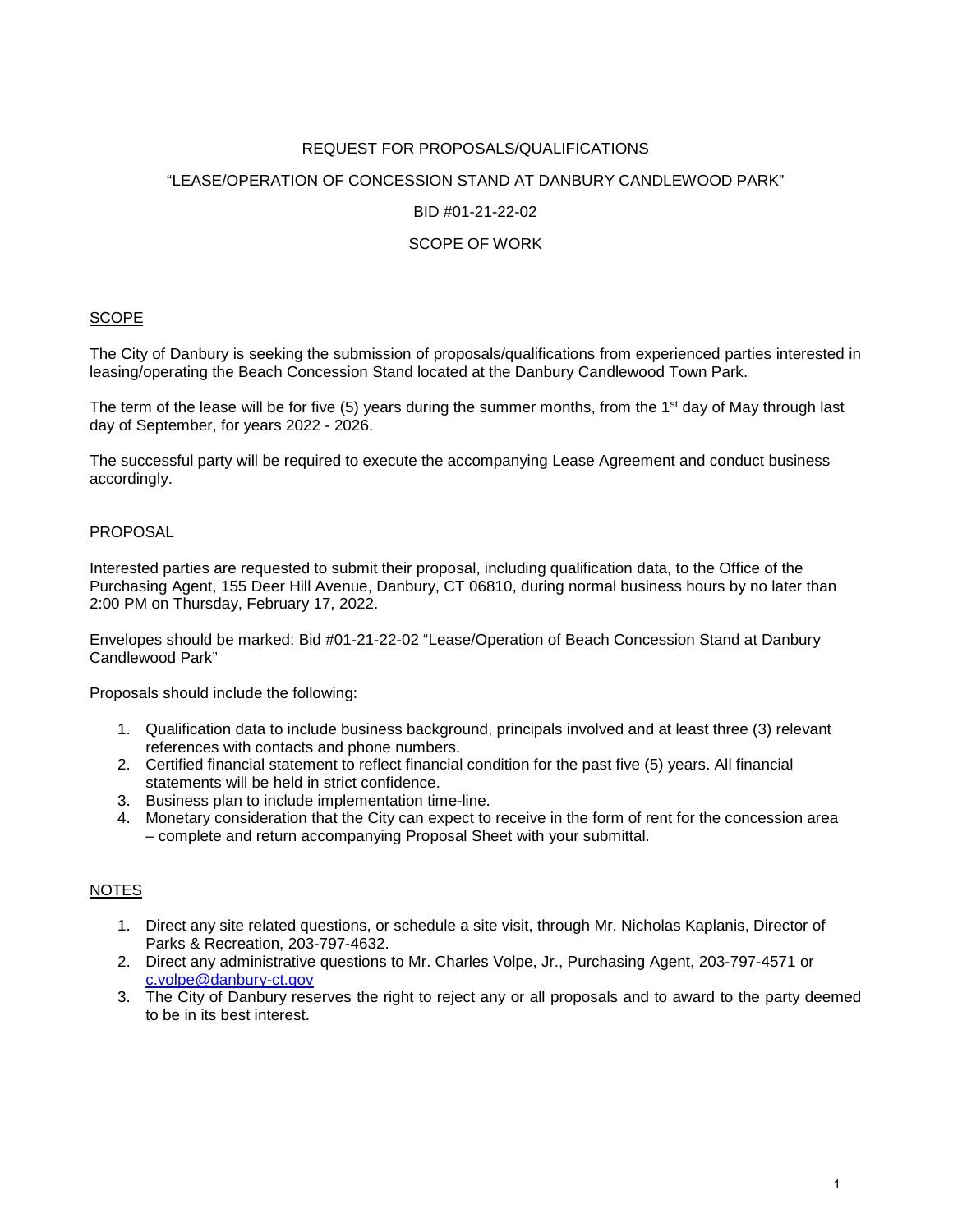# REQUEST FOR PROPOSALS/QUALIFICATIONS

## "LEASE/OPERATION OF CONCESSION STAND AT DANBURY CANDLEWOOD PARK"

## BID #01-21-22-02

## SCOPE OF WORK

### SCOPE

The City of Danbury is seeking the submission of proposals/qualifications from experienced parties interested in leasing/operating the Beach Concession Stand located at the Danbury Candlewood Town Park.

The term of the lease will be for five (5) years during the summer months, from the 1st day of May through last day of September, for years 2022 - 2026.

The successful party will be required to execute the accompanying Lease Agreement and conduct business accordingly.

### PROPOSAL

Interested parties are requested to submit their proposal, including qualification data, to the Office of the Purchasing Agent, 155 Deer Hill Avenue, Danbury, CT 06810, during normal business hours by no later than 2:00 PM on Thursday, February 17, 2022.

Envelopes should be marked: Bid #01-21-22-02 "Lease/Operation of Beach Concession Stand at Danbury Candlewood Park"

Proposals should include the following:

1. Qualification data to include business background, principals involved and at least three (3) relevant references with contacts and phone numbers.
2. Certified financial statement to reflect financial condition for the past five (5) years. All financial statements will be held in strict confidence.
3. Business plan to include implementation time-line.
4. Monetary consideration that the City can expect to receive in the form of rent for the concession area – complete and return accompanying Proposal Sheet with your submittal.

### NOTES

1. Direct any site related questions, or schedule a site visit, through Mr. Nicholas Kaplanis, Director of Parks & Recreation, 203-797-4632.
2. Direct any administrative questions to Mr. Charles Volpe, Jr., Purchasing Agent, 203-797-4571 or c.volpe@danbury-ct.gov
3. The City of Danbury reserves the right to reject any or all proposals and to award to the party deemed to be in its best interest.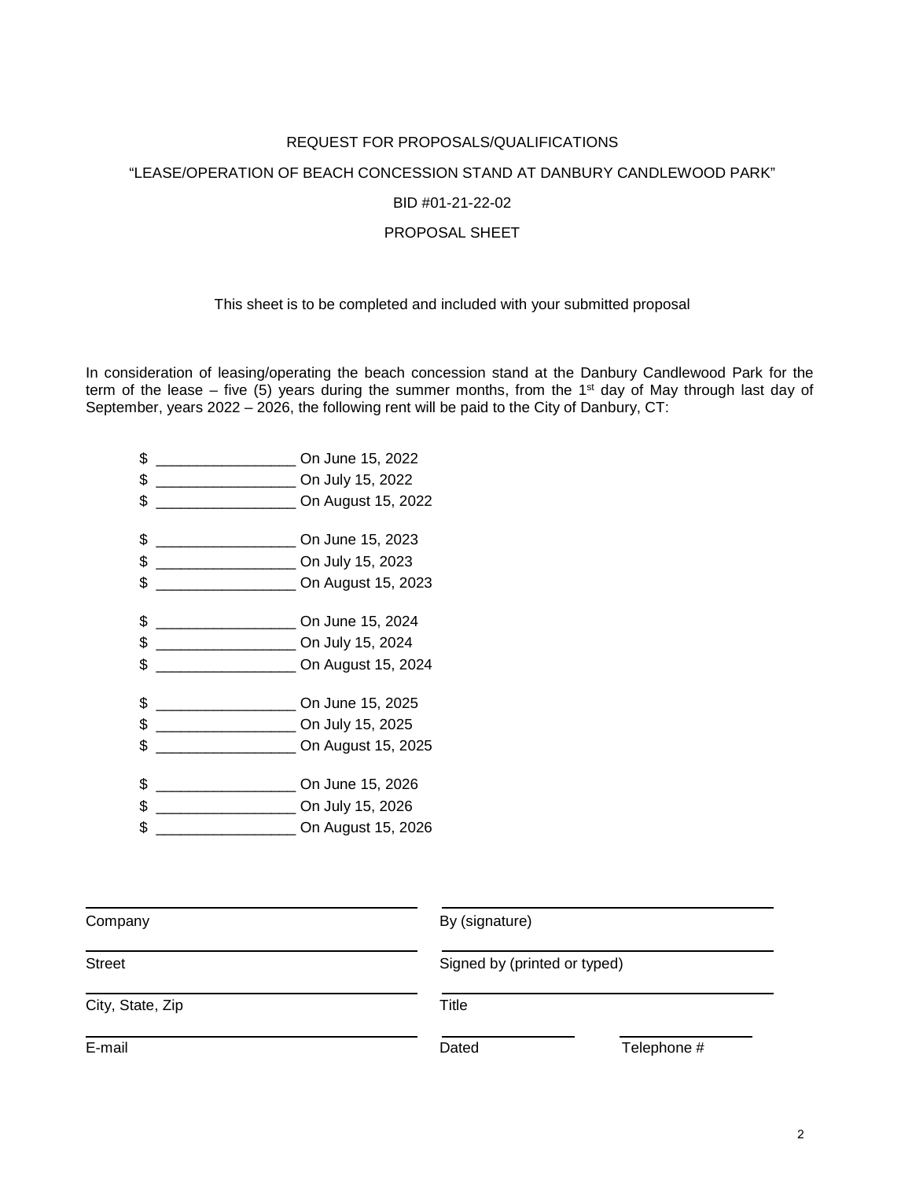REQUEST FOR PROPOSALS/QUALIFICATIONS

"LEASE/OPERATION OF BEACH CONCESSION STAND AT DANBURY CANDLEWOOD PARK"

BID #01-21-22-02

PROPOSAL SHEET

This sheet is to be completed and included with your submitted proposal

In consideration of leasing/operating the beach concession stand at the Danbury Candlewood Park for the term of the lease – five (5) years during the summer months, from the 1st day of May through last day of September, years 2022 – 2026, the following rent will be paid to the City of Danbury, CT:

$ ________________ On June 15, 2022
$ ________________ On July 15, 2022
$ ________________ On August 15, 2022

$ ________________ On June 15, 2023
$ ________________ On July 15, 2023
$ ________________ On August 15, 2023

$ ________________ On June 15, 2024
$ ________________ On July 15, 2024
$ ________________ On August 15, 2024

$ ________________ On June 15, 2025
$ ________________ On July 15, 2025
$ ________________ On August 15, 2025

$ ________________ On June 15, 2026
$ ________________ On July 15, 2026
$ ________________ On August 15, 2026

| | |
|---|---|
| ______________________________ | ______________________________ |
| Company | By (signature) |
| ______________________________ | ______________________________ |
| Street | Signed by (printed or typed) |
| ______________________________ | ______________________________ |
| City, State, Zip | Title |
| ______________________________ | ______________ ______________ |
| E-mail | Dated Telephone # |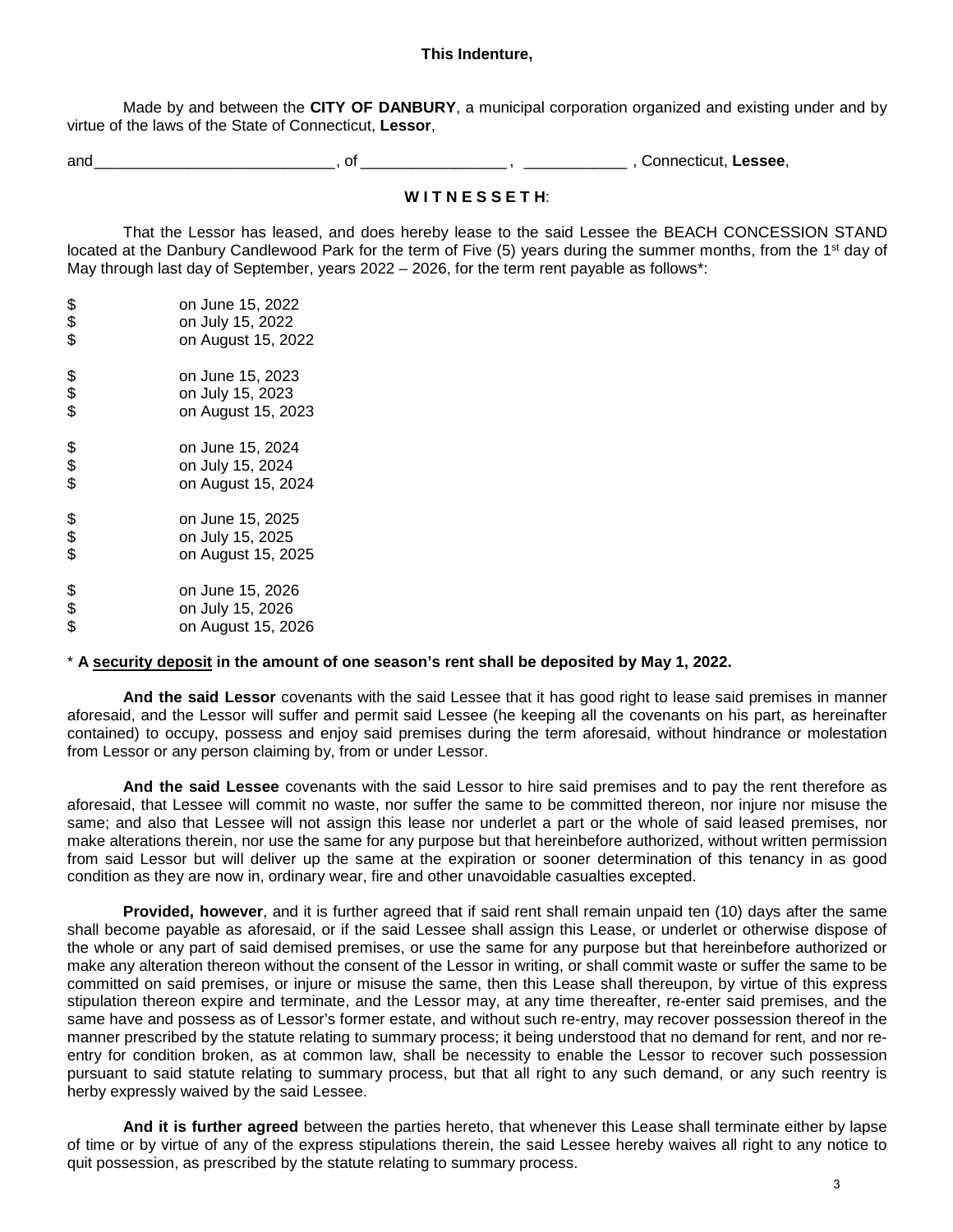**This Indenture,**

Made by and between the **CITY OF DANBURY**, a municipal corporation organized and existing under and by virtue of the laws of the State of Connecticut, **Lessor**,

and___________________________, of ________________ , ___________ , Connecticut, **Lessee**,

**W I T N E S S E T H**:

That the Lessor has leased, and does hereby lease to the said Lessee the BEACH CONCESSION STAND located at the Danbury Candlewood Park for the term of Five (5) years during the summer months, from the 1st day of May through last day of September, years 2022 – 2026, for the term rent payable as follows*:

$ on June 15, 2022
$ on July 15, 2022
$ on August 15, 2022

$ on June 15, 2023
$ on July 15, 2023
$ on August 15, 2023

$ on June 15, 2024
$ on July 15, 2024
$ on August 15, 2024

$ on June 15, 2025
$ on July 15, 2025
$ on August 15, 2025

$ on June 15, 2026
$ on July 15, 2026
$ on August 15, 2026

* **A <u>security deposit</u> in the amount of one season's rent shall be deposited by May 1, 2022.**

**And the said Lessor** covenants with the said Lessee that it has good right to lease said premises in manner aforesaid, and the Lessor will suffer and permit said Lessee (he keeping all the covenants on his part, as hereinafter contained) to occupy, possess and enjoy said premises during the term aforesaid, without hindrance or molestation from Lessor or any person claiming by, from or under Lessor.

**And the said Lessee** covenants with the said Lessor to hire said premises and to pay the rent therefore as aforesaid, that Lessee will commit no waste, nor suffer the same to be committed thereon, nor injure nor misuse the same; and also that Lessee will not assign this lease nor underlet a part or the whole of said leased premises, nor make alterations therein, nor use the same for any purpose but that hereinbefore authorized, without written permission from said Lessor but will deliver up the same at the expiration or sooner determination of this tenancy in as good condition as they are now in, ordinary wear, fire and other unavoidable casualties excepted.

**Provided, however**, and it is further agreed that if said rent shall remain unpaid ten (10) days after the same shall become payable as aforesaid, or if the said Lessee shall assign this Lease, or underlet or otherwise dispose of the whole or any part of said demised premises, or use the same for any purpose but that hereinbefore authorized or make any alteration thereon without the consent of the Lessor in writing, or shall commit waste or suffer the same to be committed on said premises, or injure or misuse the same, then this Lease shall thereupon, by virtue of this express stipulation thereon expire and terminate, and the Lessor may, at any time thereafter, re-enter said premises, and the same have and possess as of Lessor's former estate, and without such re-entry, may recover possession thereof in the manner prescribed by the statute relating to summary process; it being understood that no demand for rent, and nor re-entry for condition broken, as at common law, shall be necessity to enable the Lessor to recover such possession pursuant to said statute relating to summary process, but that all right to any such demand, or any such reentry is herby expressly waived by the said Lessee.

**And it is further agreed** between the parties hereto, that whenever this Lease shall terminate either by lapse of time or by virtue of any of the express stipulations therein, the said Lessee hereby waives all right to any notice to quit possession, as prescribed by the statute relating to summary process.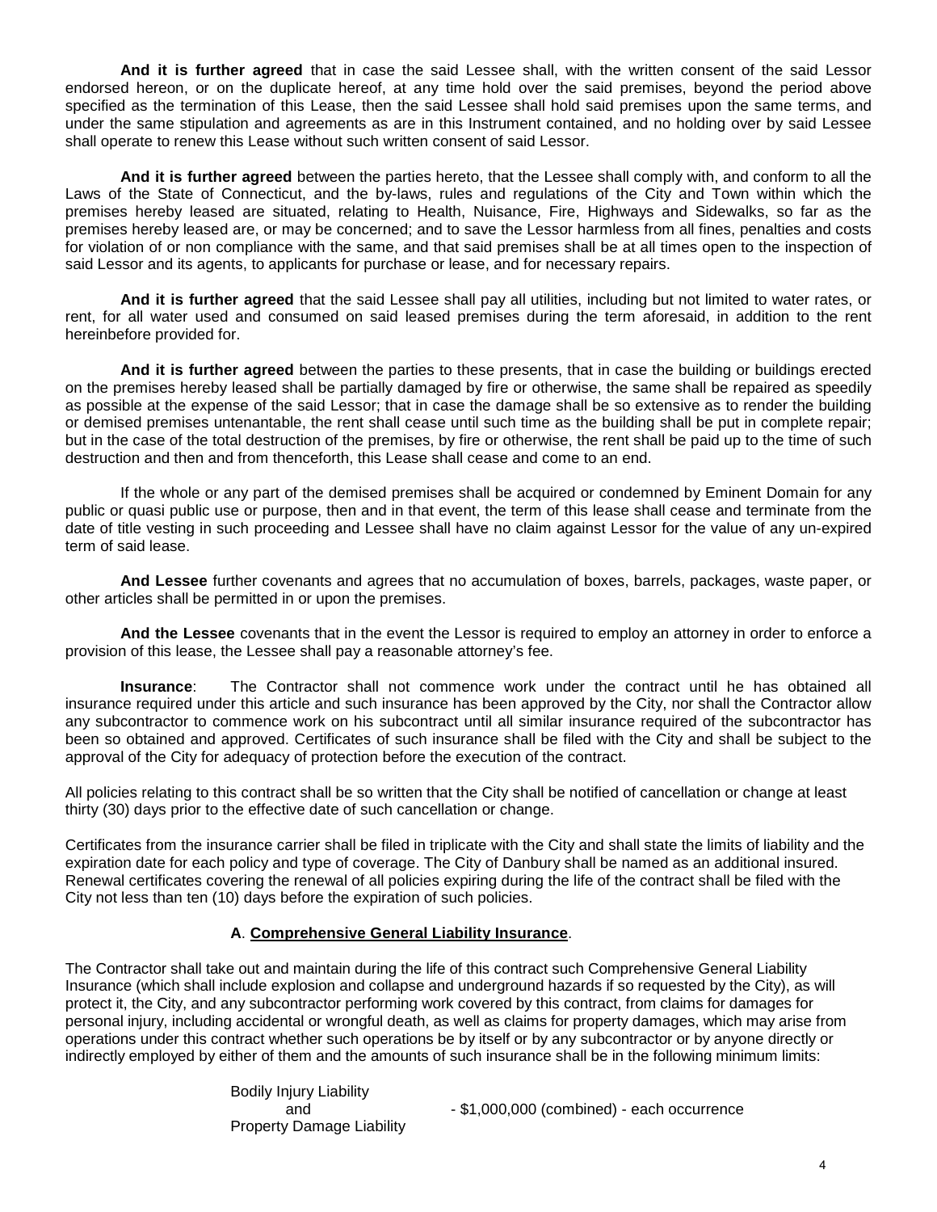**And it is further agreed** that in case the said Lessee shall, with the written consent of the said Lessor endorsed hereon, or on the duplicate hereof, at any time hold over the said premises, beyond the period above specified as the termination of this Lease, then the said Lessee shall hold said premises upon the same terms, and under the same stipulation and agreements as are in this Instrument contained, and no holding over by said Lessee shall operate to renew this Lease without such written consent of said Lessor.

**And it is further agreed** between the parties hereto, that the Lessee shall comply with, and conform to all the Laws of the State of Connecticut, and the by-laws, rules and regulations of the City and Town within which the premises hereby leased are situated, relating to Health, Nuisance, Fire, Highways and Sidewalks, so far as the premises hereby leased are, or may be concerned; and to save the Lessor harmless from all fines, penalties and costs for violation of or non compliance with the same, and that said premises shall be at all times open to the inspection of said Lessor and its agents, to applicants for purchase or lease, and for necessary repairs.

**And it is further agreed** that the said Lessee shall pay all utilities, including but not limited to water rates, or rent, for all water used and consumed on said leased premises during the term aforesaid, in addition to the rent hereinbefore provided for.

**And it is further agreed** between the parties to these presents, that in case the building or buildings erected on the premises hereby leased shall be partially damaged by fire or otherwise, the same shall be repaired as speedily as possible at the expense of the said Lessor; that in case the damage shall be so extensive as to render the building or demised premises untenantable, the rent shall cease until such time as the building shall be put in complete repair; but in the case of the total destruction of the premises, by fire or otherwise, the rent shall be paid up to the time of such destruction and then and from thenceforth, this Lease shall cease and come to an end.

If the whole or any part of the demised premises shall be acquired or condemned by Eminent Domain for any public or quasi public use or purpose, then and in that event, the term of this lease shall cease and terminate from the date of title vesting in such proceeding and Lessee shall have no claim against Lessor for the value of any un-expired term of said lease.

**And Lessee** further covenants and agrees that no accumulation of boxes, barrels, packages, waste paper, or other articles shall be permitted in or upon the premises.

**And the Lessee** covenants that in the event the Lessor is required to employ an attorney in order to enforce a provision of this lease, the Lessee shall pay a reasonable attorney's fee.

**Insurance**: The Contractor shall not commence work under the contract until he has obtained all insurance required under this article and such insurance has been approved by the City, nor shall the Contractor allow any subcontractor to commence work on his subcontract until all similar insurance required of the subcontractor has been so obtained and approved. Certificates of such insurance shall be filed with the City and shall be subject to the approval of the City for adequacy of protection before the execution of the contract.

All policies relating to this contract shall be so written that the City shall be notified of cancellation or change at least thirty (30) days prior to the effective date of such cancellation or change.

Certificates from the insurance carrier shall be filed in triplicate with the City and shall state the limits of liability and the expiration date for each policy and type of coverage. The City of Danbury shall be named as an additional insured. Renewal certificates covering the renewal of all policies expiring during the life of the contract shall be filed with the City not less than ten (10) days before the expiration of such policies.

**A. Comprehensive General Liability Insurance.**

The Contractor shall take out and maintain during the life of this contract such Comprehensive General Liability Insurance (which shall include explosion and collapse and underground hazards if so requested by the City), as will protect it, the City, and any subcontractor performing work covered by this contract, from claims for damages for personal injury, including accidental or wrongful death, as well as claims for property damages, which may arise from operations under this contract whether such operations be by itself or by any subcontractor or by anyone directly or indirectly employed by either of them and the amounts of such insurance shall be in the following minimum limits:

Bodily Injury Liability and Property Damage Liability - $1,000,000 (combined) - each occurrence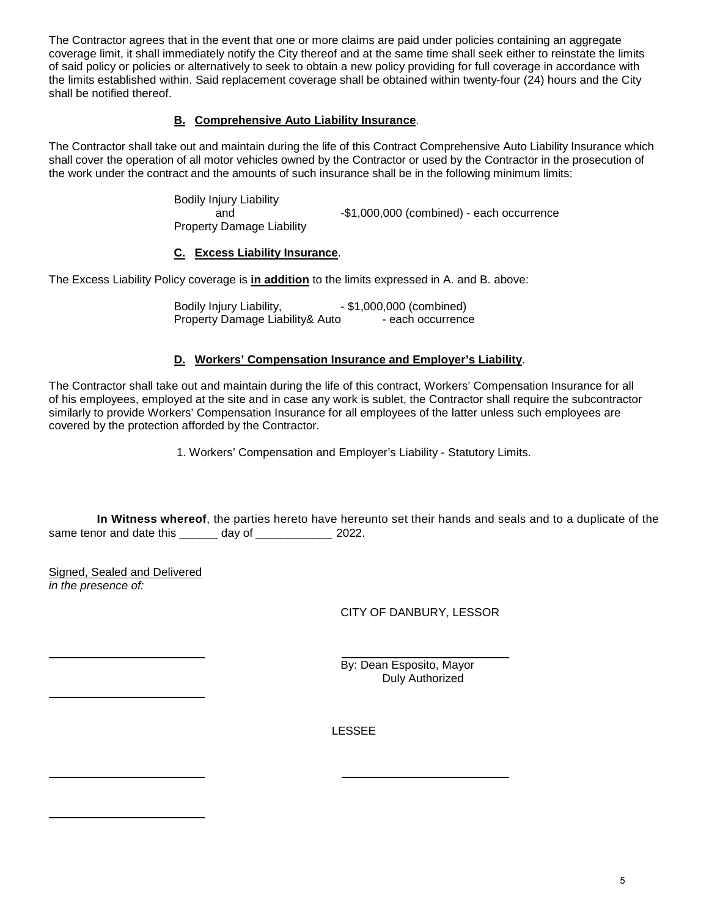The Contractor agrees that in the event that one or more claims are paid under policies containing an aggregate coverage limit, it shall immediately notify the City thereof and at the same time shall seek either to reinstate the limits of said policy or policies or alternatively to seek to obtain a new policy providing for full coverage in accordance with the limits established within. Said replacement coverage shall be obtained within twenty-four (24) hours and the City shall be notified thereof.

**B. Comprehensive Auto Liability Insurance**.

The Contractor shall take out and maintain during the life of this Contract Comprehensive Auto Liability Insurance which shall cover the operation of all motor vehicles owned by the Contractor or used by the Contractor in the prosecution of the work under the contract and the amounts of such insurance shall be in the following minimum limits:

Bodily Injury Liability
and -$1,000,000 (combined) - each occurrence
Property Damage Liability

**C. Excess Liability Insurance**.

The Excess Liability Policy coverage is **in addition** to the limits expressed in A. and B. above:

Bodily Injury Liability, - $1,000,000 (combined)
Property Damage Liability& Auto - each occurrence

**D. Workers' Compensation Insurance and Employer's Liability**.

The Contractor shall take out and maintain during the life of this contract, Workers' Compensation Insurance for all of his employees, employed at the site and in case any work is sublet, the Contractor shall require the subcontractor similarly to provide Workers' Compensation Insurance for all employees of the latter unless such employees are covered by the protection afforded by the Contractor.

1. Workers' Compensation and Employer's Liability - Statutory Limits.

**In Witness whereof**, the parties hereto have hereunto set their hands and seals and to a duplicate of the same tenor and date this ______ day of ___________ 2022.

Signed, Sealed and Delivered
*in the presence of:*

CITY OF DANBURY, LESSOR

_______________________ _______________________
By: Dean Esposito, Mayor
Duly Authorized

_______________________

LESSEE

_______________________ _______________________

_______________________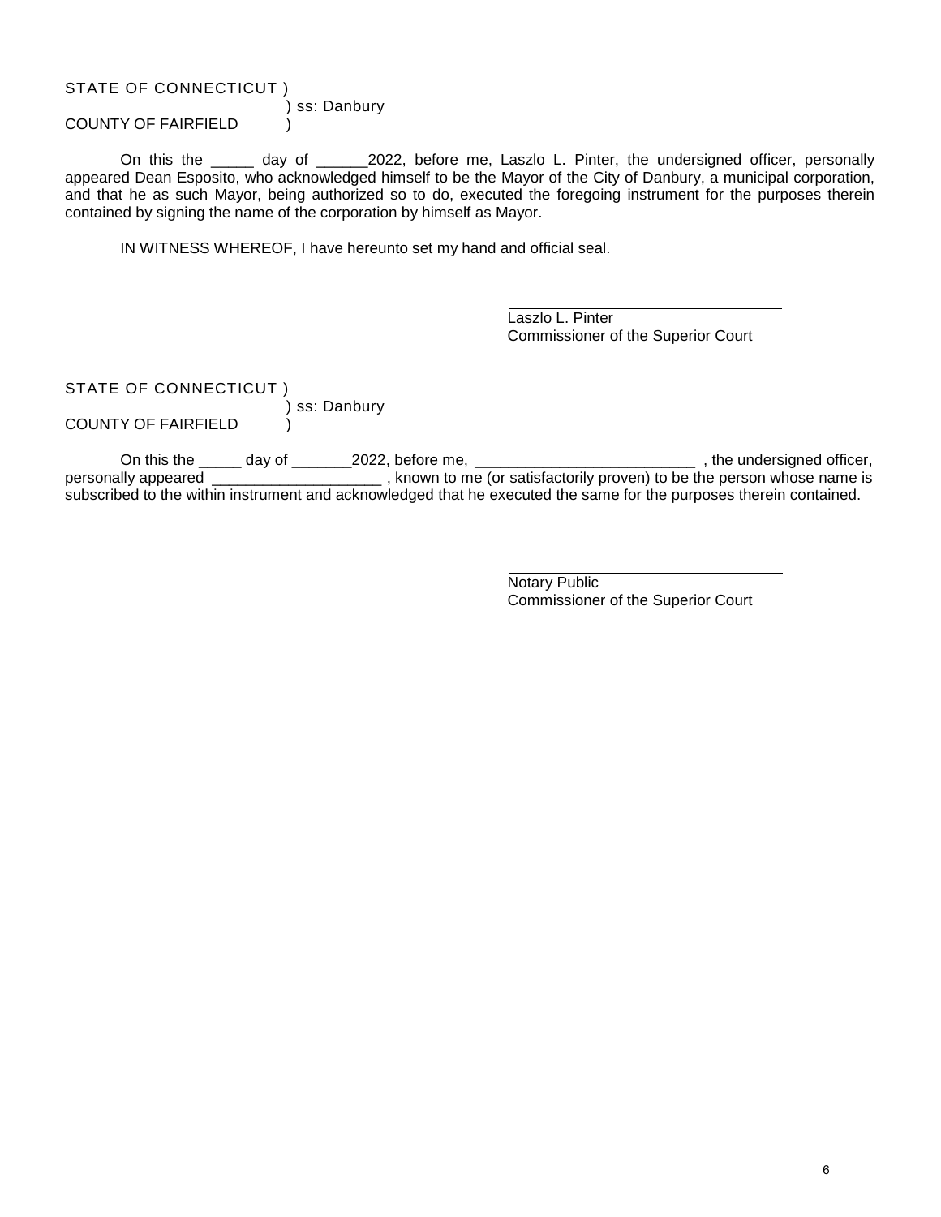STATE OF CONNECTICUT )
) ss: Danbury
COUNTY OF FAIRFIELD )

On this the _____ day of ______2022, before me, Laszlo L. Pinter, the undersigned officer, personally appeared Dean Esposito, who acknowledged himself to be the Mayor of the City of Danbury, a municipal corporation, and that he as such Mayor, being authorized so to do, executed the foregoing instrument for the purposes therein contained by signing the name of the corporation by himself as Mayor.

IN WITNESS WHEREOF, I have hereunto set my hand and official seal.

Laszlo L. Pinter
Commissioner of the Superior Court

STATE OF CONNECTICUT )
) ss: Danbury
COUNTY OF FAIRFIELD )

On this the _____ day of _______2022, before me, __________________________ , the undersigned officer, personally appeared ____________________ , known to me (or satisfactorily proven) to be the person whose name is subscribed to the within instrument and acknowledged that he executed the same for the purposes therein contained.

Notary Public
Commissioner of the Superior Court